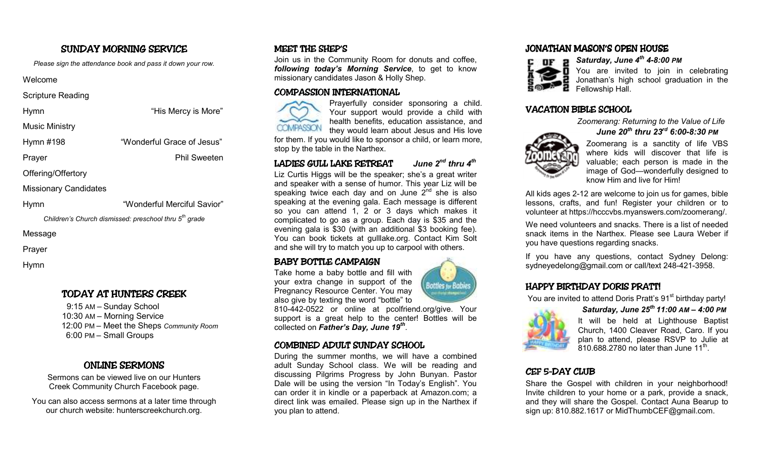## SUNDAY MORNING SERVICE

*Please sign the attendance book and pass it down your row.*

Welcome

Scripture Reading

Hymn — "His Mercy is More"

Music Ministry

Hymn #198 — "Wonderful Grace of Jesus"

Prayer — Phil Sweeten

Offering/Offertory

Missionary Candidates

Hymn — "Wonderful Merciful Savior"

*Children's Church dismissed: preschool thru 5th grade*

Message

Prayer

Hymn

## TODAY AT HUNTERS CREEK

9:15 AM – Sunday School
10:30 AM – Morning Service
12:00 PM – Meet the Sheps *Community Room*
6:00 PM – Small Groups

## ONLINE SERMONS

Sermons can be viewed live on our Hunters Creek Community Church Facebook page.

You can also access sermons at a later time through our church website: hunterscreekchurch.org.

## MEET THE SHEP'S

Join us in the Community Room for donuts and coffee, ***following today's Morning Service***, to get to know missionary candidates Jason & Holly Shep.

## COMPASSION INTERNATIONAL

Prayerfully consider sponsoring a child. Your support would provide a child with health benefits, education assistance, and they would learn about Jesus and His love for them. If you would like to sponsor a child, or learn more, stop by the table in the Narthex.

## LADIES GULL LAKE RETREAT — *June 2nd thru 4th*

Liz Curtis Higgs will be the speaker; she's a great writer and speaker with a sense of humor. This year Liz will be speaking twice each day and on June 2nd she is also speaking at the evening gala. Each message is different so you can attend 1, 2 or 3 days which makes it complicated to go as a group. Each day is $35 and the evening gala is $30 (with an additional $3 booking fee). You can book tickets at gulllake.org. Contact Kim Solt and she will try to match you up to carpool with others.

## BABY BOTTLE CAMPAIGN

Take home a baby bottle and fill with your extra change in support of the Pregnancy Resource Center. You may also give by texting the word "bottle" to 810-442-0522 or online at pcolfriend.org/give. Your support is a great help to the center! Bottles will be collected on ***Father's Day, June 19th***.

## COMBINED ADULT SUNDAY SCHOOL

During the summer months, we will have a combined adult Sunday School class. We will be reading and discussing Pilgrims Progress by John Bunyan. Pastor Dale will be using the version "In Today's English". You can order it in kindle or a paperback at Amazon.com; a direct link was emailed. Please sign up in the Narthex if you plan to attend.

## JONATHAN MASON'S OPEN HOUSE

***Saturday, June 4th 4-8:00 PM***

You are invited to join in celebrating Jonathan's high school graduation in the Fellowship Hall.

## VACATION BIBLE SCHOOL

*Zoomerang: Returning to the Value of Life*

***June 20th thru 23rd 6:00-8:30 PM***

Zoomerang is a sanctity of life VBS where kids will discover that life is valuable; each person is made in the image of God—wonderfully designed to know Him and live for Him!

All kids ages 2-12 are welcome to join us for games, bible lessons, crafts, and fun! Register your children or to volunteer at https://hcccvbs.myanswers.com/zoomerang/.

We need volunteers and snacks. There is a list of needed snack items in the Narthex. Please see Laura Weber if you have questions regarding snacks.

If you have any questions, contact Sydney Delong: sydneyedelong@gmail.com or call/text 248-421-3958.

## HAPPY BIRTHDAY DORIS PRATT!

You are invited to attend Doris Pratt's 91st birthday party!

***Saturday, June 25th 11:00 AM – 4:00 PM***

It will be held at Lighthouse Baptist Church, 1400 Cleaver Road, Caro. If you plan to attend, please RSVP to Julie at 810.688.2780 no later than June 11th.

## CEF 5-DAY CLUB

Share the Gospel with children in your neighborhood! Invite children to your home or a park, provide a snack, and they will share the Gospel. Contact Auna Bearup to sign up: 810.882.1617 or MidThumbCEF@gmail.com.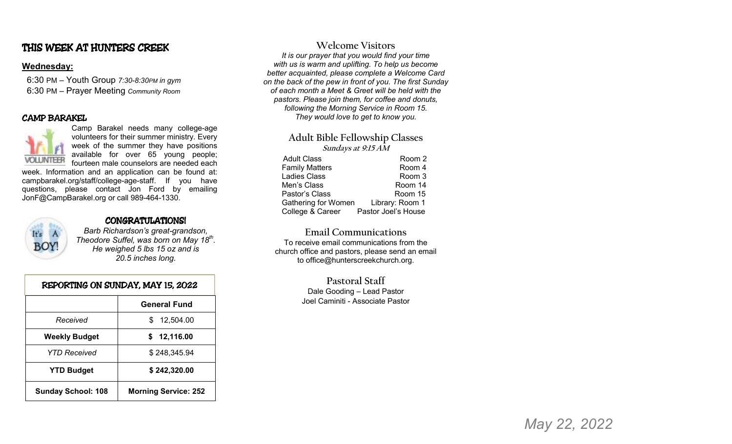# THIS WEEK AT HUNTERS CREEK

**Wednesday:**

6:30 PM – Youth Group *7:30-8:30PM in gym*
6:30 PM – Prayer Meeting *Community Room*

## CAMP BARAKEL

Camp Barakel needs many college-age volunteers for their summer ministry. Every week of the summer they have positions available for over 65 young people; fourteen male counselors are needed each week. Information and an application can be found at: campbarakel.org/staff/college-age-staff. If you have questions, please contact Jon Ford by emailing JonF@CampBarakel.org or call 989-464-1330.

## CONGRATULATIONS!

*Barb Richardson's great-grandson, Theodore Suffel, was born on May 18th. He weighed 5 lbs 15 oz and is 20.5 inches long.*

## REPORTING ON SUNDAY, MAY 15, 2022

| | General Fund |
|---|---|
| *Received* | $ 12,504.00 |
| **Weekly Budget** | **$ 12,116.00** |
| *YTD Received* | $ 248,345.94 |
| **YTD Budget** | **$ 242,320.00** |
| **Sunday School: 108** | **Morning Service: 252** |

## Welcome Visitors

*It is our prayer that you would find your time with us is warm and uplifting. To help us become better acquainted, please complete a Welcome Card on the back of the pew in front of you. The first Sunday of each month a Meet & Greet will be held with the pastors. Please join them, for coffee and donuts, following the Morning Service in Room 15. They would love to get to know you.*

## Adult Bible Fellowship Classes

*Sundays at 9:15 AM*

| | |
|---|---|
| Adult Class | Room 2 |
| Family Matters | Room 4 |
| Ladies Class | Room 3 |
| Men's Class | Room 14 |
| Pastor's Class | Room 15 |
| Gathering for Women | Library: Room 1 |
| College & Career | Pastor Joel's House |

## Email Communications

To receive email communications from the church office and pastors, please send an email to office@hunterscreekchurch.org.

## Pastoral Staff

Dale Gooding – Lead Pastor
Joel Caminiti - Associate Pastor

*May 22, 2022*